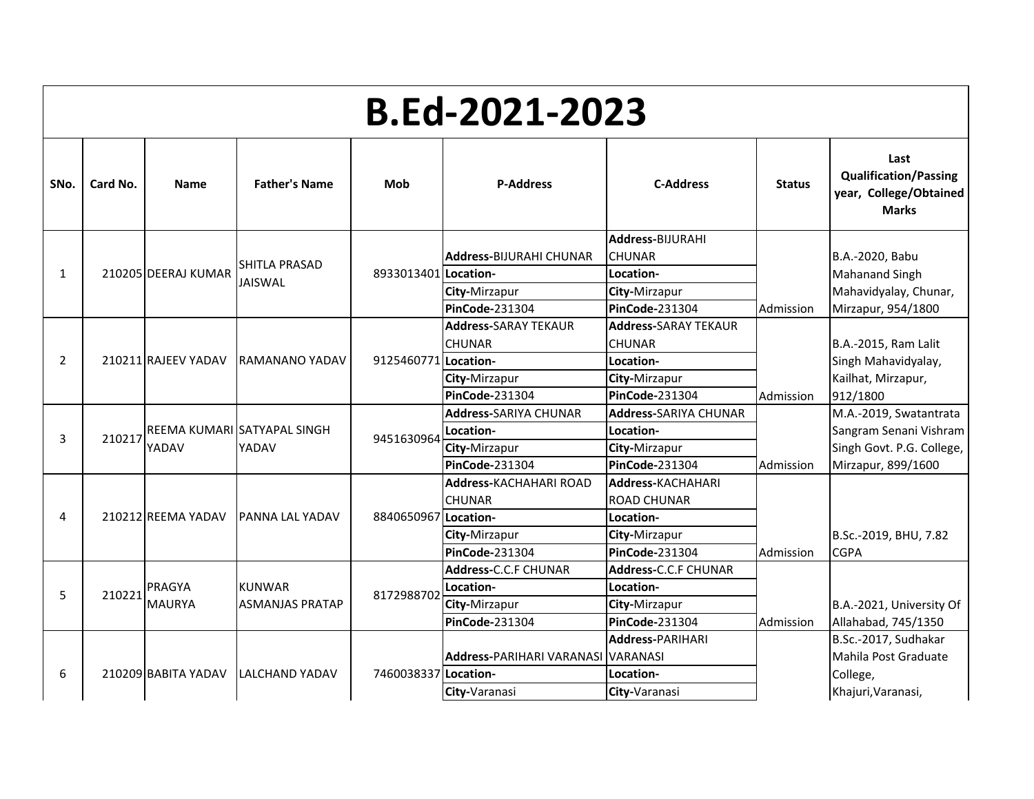# B.Ed-2021-2023

| SNo. | Card No. | Name | Father's Name | Mob | P-Address | C-Address | Status | Last Qualification/Passing year, College/Obtained Marks |
|---|---|---|---|---|---|---|---|---|
| 1 | 210205 | DEERAJ KUMAR | SHITLA PRASAD JAISWAL | 8933013401 | **Address-**BIJURAHI CHUNAR<br>**Location-**<br>**City-**Mirzapur<br>**PinCode-**231304 | **Address-**BIJURAHI CHUNAR<br>**Location-**<br>**City-**Mirzapur<br>**PinCode-**231304 | Admission | B.A.-2020, Babu Mahanand Singh Mahavidyalay, Chunar, Mirzapur, 954/1800 |
| 2 | 210211 | RAJEEV YADAV | RAMANANO YADAV | 9125460771 | **Address-**SARAY TEKAUR CHUNAR<br>**Location-**<br>**City-**Mirzapur<br>**PinCode-**231304 | **Address-**SARAY TEKAUR CHUNAR<br>**Location-**<br>**City-**Mirzapur<br>**PinCode-**231304 | Admission | B.A.-2015, Ram Lalit Singh Mahavidyalay, Kailhat, Mirzapur, 912/1800 |
| 3 | 210217 | REEMA KUMARI YADAV | SATYAPAL SINGH YADAV | 9451630964 | **Address-**SARIYA CHUNAR<br>**Location-**<br>**City-**Mirzapur<br>**PinCode-**231304 | **Address-**SARIYA CHUNAR<br>**Location-**<br>**City-**Mirzapur<br>**PinCode-**231304 | Admission | M.A.-2019, Swatantrata Sangram Senani Vishram Singh Govt. P.G. College, Mirzapur, 899/1600 |
| 4 | 210212 | REEMA YADAV | PANNA LAL YADAV | 8840650967 | **Address-**KACHAHARI ROAD CHUNAR<br>**Location-**<br>**City-**Mirzapur<br>**PinCode-**231304 | **Address-**KACHAHARI ROAD CHUNAR<br>**Location-**<br>**City-**Mirzapur<br>**PinCode-**231304 | Admission | B.Sc.-2019, BHU, 7.82 CGPA |
| 5 | 210221 | PRAGYA MAURYA | KUNWAR ASMANJAS PRATAP | 8172988702 | **Address-**C.C.F CHUNAR<br>**Location-**<br>**City-**Mirzapur<br>**PinCode-**231304 | **Address-**C.C.F CHUNAR<br>**Location-**<br>**City-**Mirzapur<br>**PinCode-**231304 | Admission | B.A.-2021, University Of Allahabad, 745/1350 |
| 6 | 210209 | BABITA YADAV | LALCHAND YADAV | 7460038337 | **Address-**PARIHARI VARANASI<br>**Location-**<br>**City-**Varanasi | **Address-**PARIHARI VARANASI<br>**Location-**<br>**City-**Varanasi | | B.Sc.-2017, Sudhakar Mahila Post Graduate College, Khajuri,Varanasi, |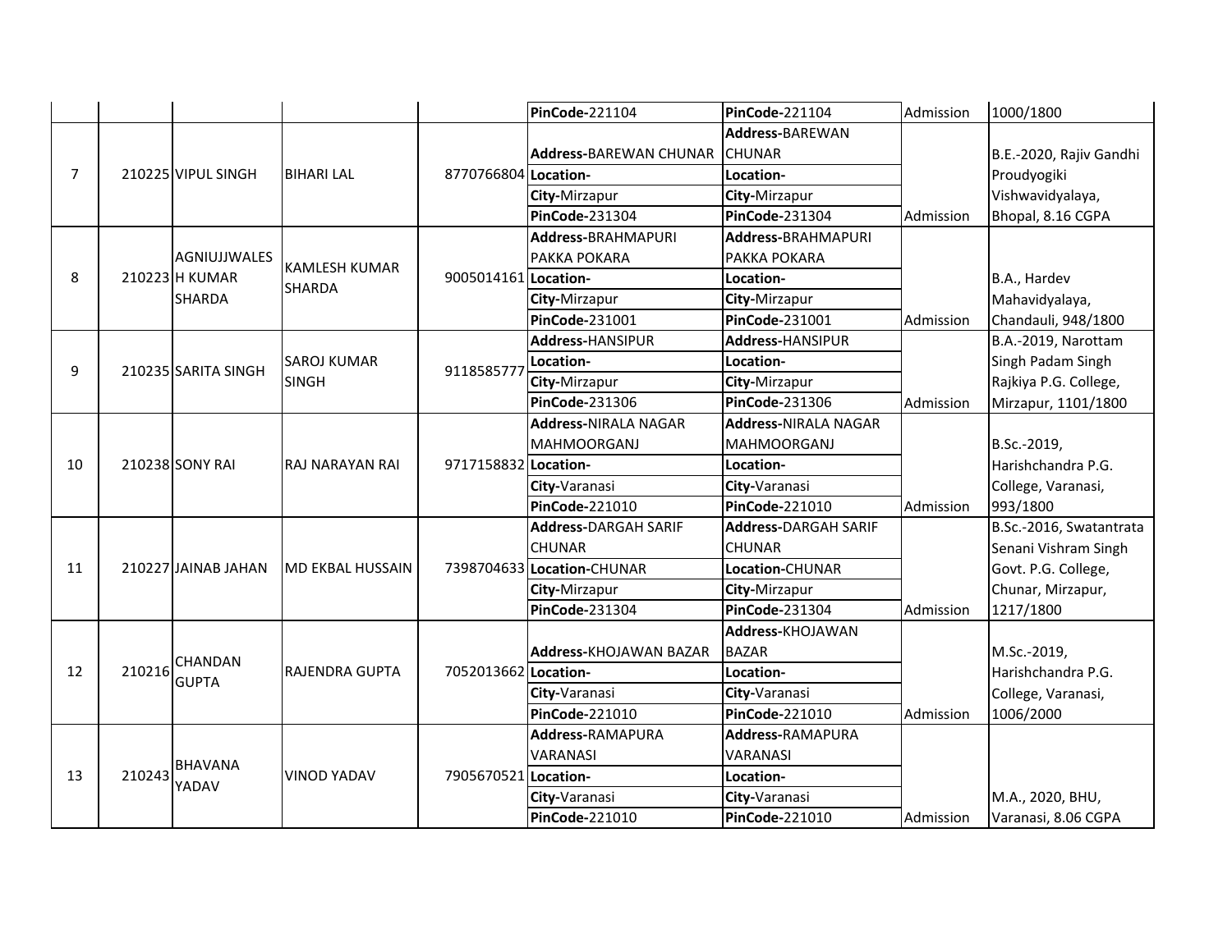| | | | | | | | | |
|---|---|---|---|---|---|---|---|---|
| | | | | | **PinCode**-221104 | **PinCode**-221104 | Admission | 1000/1800 |
| 7 | 210225 | VIPUL SINGH | BIHARI LAL | 8770766804 | **Address**-BAREWAN CHUNAR<br>**Location**-<br>**City**-Mirzapur<br>**PinCode**-231304 | **Address**-BAREWAN CHUNAR<br>**Location**-<br>**City**-Mirzapur<br>**PinCode**-231304 | Admission | B.E.-2020, Rajiv Gandhi Proudyogiki Vishwavidyalaya, Bhopal, 8.16 CGPA |
| 8 | 210223 | AGNIUJJWALESH KUMAR SHARDA | KAMLESH KUMAR SHARDA | 9005014161 | **Address**-BRAHMAPURI PAKKA POKARA<br>**Location**-<br>**City**-Mirzapur<br>**PinCode**-231001 | **Address**-BRAHMAPURI PAKKA POKARA<br>**Location**-<br>**City**-Mirzapur<br>**PinCode**-231001 | Admission | B.A., Hardev Mahavidyalaya, Chandauli, 948/1800 |
| 9 | 210235 | SARITA SINGH | SAROJ KUMAR SINGH | 9118585777 | **Address**-HANSIPUR<br>**Location**-<br>**City**-Mirzapur<br>**PinCode**-231306 | **Address**-HANSIPUR<br>**Location**-<br>**City**-Mirzapur<br>**PinCode**-231306 | Admission | B.A.-2019, Narottam Singh Padam Singh Rajkiya P.G. College, Mirzapur, 1101/1800 |
| 10 | 210238 | SONY RAI | RAJ NARAYAN RAI | 9717158832 | **Address**-NIRALA NAGAR MAHMOORGANJ<br>**Location**-<br>**City**-Varanasi<br>**PinCode**-221010 | **Address**-NIRALA NAGAR MAHMOORGANJ<br>**Location**-<br>**City**-Varanasi<br>**PinCode**-221010 | Admission | B.Sc.-2019, Harishchandra P.G. College, Varanasi, 993/1800 |
| 11 | 210227 | JAINAB JAHAN | MD EKBAL HUSSAIN | 7398704633 | **Address**-DARGAH SARIF CHUNAR<br>**Location**-CHUNAR<br>**City**-Mirzapur<br>**PinCode**-231304 | **Address**-DARGAH SARIF CHUNAR<br>**Location**-CHUNAR<br>**City**-Mirzapur<br>**PinCode**-231304 | Admission | B.Sc.-2016, Swatantrata Senani Vishram Singh Govt. P.G. College, Chunar, Mirzapur, 1217/1800 |
| 12 | 210216 | CHANDAN GUPTA | RAJENDRA GUPTA | 7052013662 | **Address**-KHOJAWAN BAZAR<br>**Location**-<br>**City**-Varanasi<br>**PinCode**-221010 | **Address**-KHOJAWAN BAZAR<br>**Location**-<br>**City**-Varanasi<br>**PinCode**-221010 | Admission | M.Sc.-2019, Harishchandra P.G. College, Varanasi, 1006/2000 |
| 13 | 210243 | BHAVANA YADAV | VINOD YADAV | 7905670521 | **Address**-RAMAPURA VARANASI<br>**Location**-<br>**City**-Varanasi<br>**PinCode**-221010 | **Address**-RAMAPURA VARANASI<br>**Location**-<br>**City**-Varanasi<br>**PinCode**-221010 | Admission | M.A., 2020, BHU, Varanasi, 8.06 CGPA |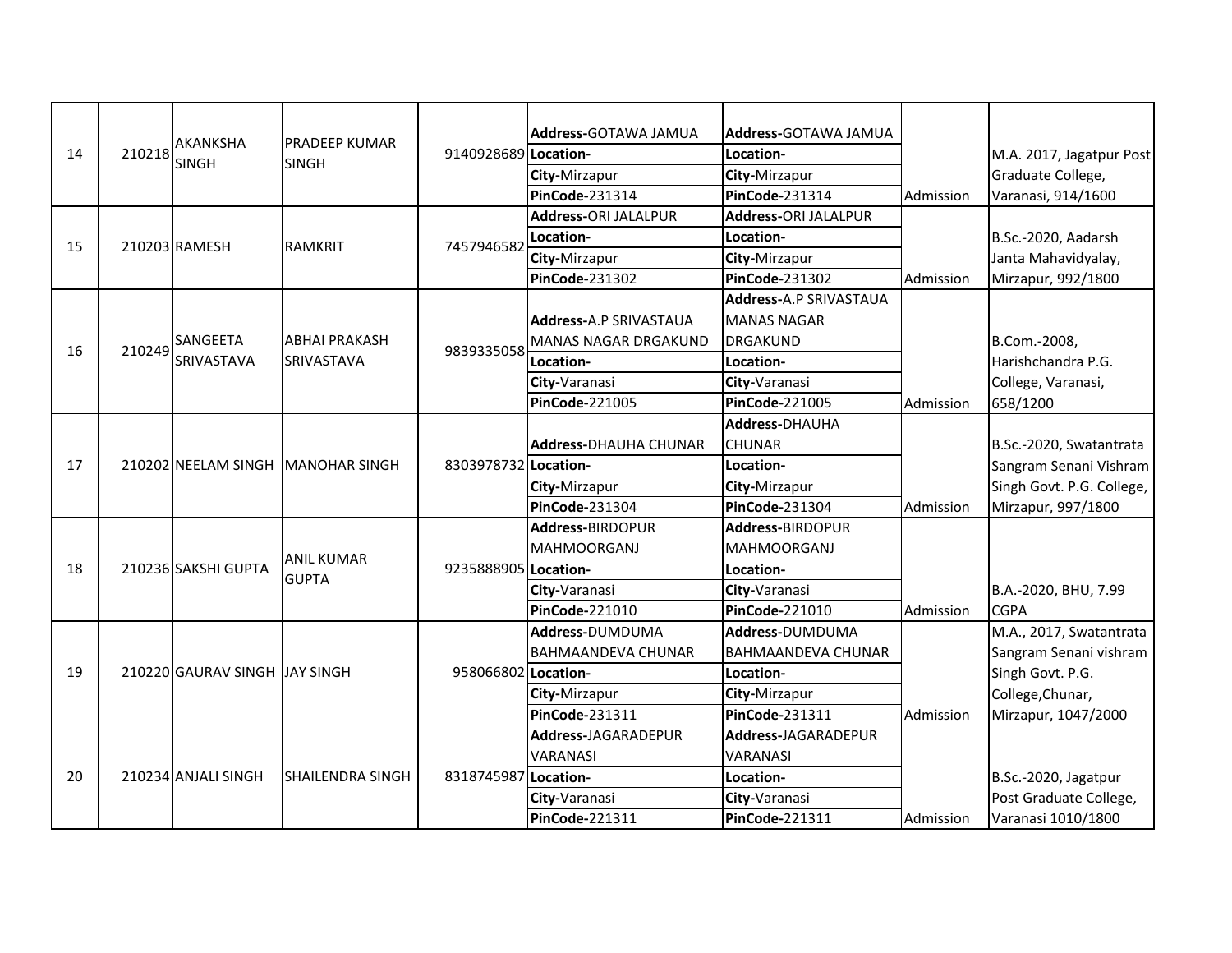| 14 | 210218 | AKANKSHA SINGH | PRADEEP KUMAR SINGH | 9140928689 | **Address-**GOTAWA JAMUA<br>**Location-**<br>**City-**Mirzapur<br>**PinCode-**231314 | **Address-**GOTAWA JAMUA<br>**Location-**<br>**City-**Mirzapur<br>**PinCode-**231314 | Admission | M.A. 2017, Jagatpur Post Graduate College, Varanasi, 914/1600 |
|---|---|---|---|---|---|---|---|---|
| 15 | 210203 | RAMESH | RAMKRIT | 7457946582 | **Address-**ORI JALALPUR<br>**Location-**<br>**City-**Mirzapur<br>**PinCode-**231302 | **Address-**ORI JALALPUR<br>**Location-**<br>**City-**Mirzapur<br>**PinCode-**231302 | Admission | B.Sc.-2020, Aadarsh Janta Mahavidyalay, Mirzapur, 992/1800 |
| 16 | 210249 | SANGEETA SRIVASTAVA | ABHAI PRAKASH SRIVASTAVA | 9839335058 | **Address-**A.P SRIVASTAUA MANAS NAGAR DRGAKUND<br>**Location-**<br>**City-**Varanasi<br>**PinCode-**221005 | **Address-**A.P SRIVASTAUA MANAS NAGAR DRGAKUND<br>**Location-**<br>**City-**Varanasi<br>**PinCode-**221005 | Admission | B.Com.-2008, Harishchandra P.G. College, Varanasi, 658/1200 |
| 17 | 210202 | NEELAM SINGH | MANOHAR SINGH | 8303978732 | **Address-**DHAUHA CHUNAR<br>**Location-**<br>**City-**Mirzapur<br>**PinCode-**231304 | **Address-**DHAUHA CHUNAR<br>**Location-**<br>**City-**Mirzapur<br>**PinCode-**231304 | Admission | B.Sc.-2020, Swatantrata Sangram Senani Vishram Singh Govt. P.G. College, Mirzapur, 997/1800 |
| 18 | 210236 | SAKSHI GUPTA | ANIL KUMAR GUPTA | 9235888905 | **Address-**BIRDOPUR MAHMOORGANJ<br>**Location-**<br>**City-**Varanasi<br>**PinCode-**221010 | **Address-**BIRDOPUR MAHMOORGANJ<br>**Location-**<br>**City-**Varanasi<br>**PinCode-**221010 | Admission | B.A.-2020, BHU, 7.99 CGPA |
| 19 | 210220 | GAURAV SINGH | JAY SINGH | 958066802 | **Address-**DUMDUMA BAHMAANDEVA CHUNAR<br>**Location-**<br>**City-**Mirzapur<br>**PinCode-**231311 | **Address-**DUMDUMA BAHMAANDEVA CHUNAR<br>**Location-**<br>**City-**Mirzapur<br>**PinCode-**231311 | Admission | M.A., 2017, Swatantrata Sangram Senani vishram Singh Govt. P.G. College,Chunar, Mirzapur, 1047/2000 |
| 20 | 210234 | ANJALI SINGH | SHAILENDRA SINGH | 8318745987 | **Address-**JAGARADEPUR VARANASI<br>**Location-**<br>**City-**Varanasi<br>**PinCode-**221311 | **Address-**JAGARADEPUR VARANASI<br>**Location-**<br>**City-**Varanasi<br>**PinCode-**221311 | Admission | B.Sc.-2020, Jagatpur Post Graduate College, Varanasi 1010/1800 |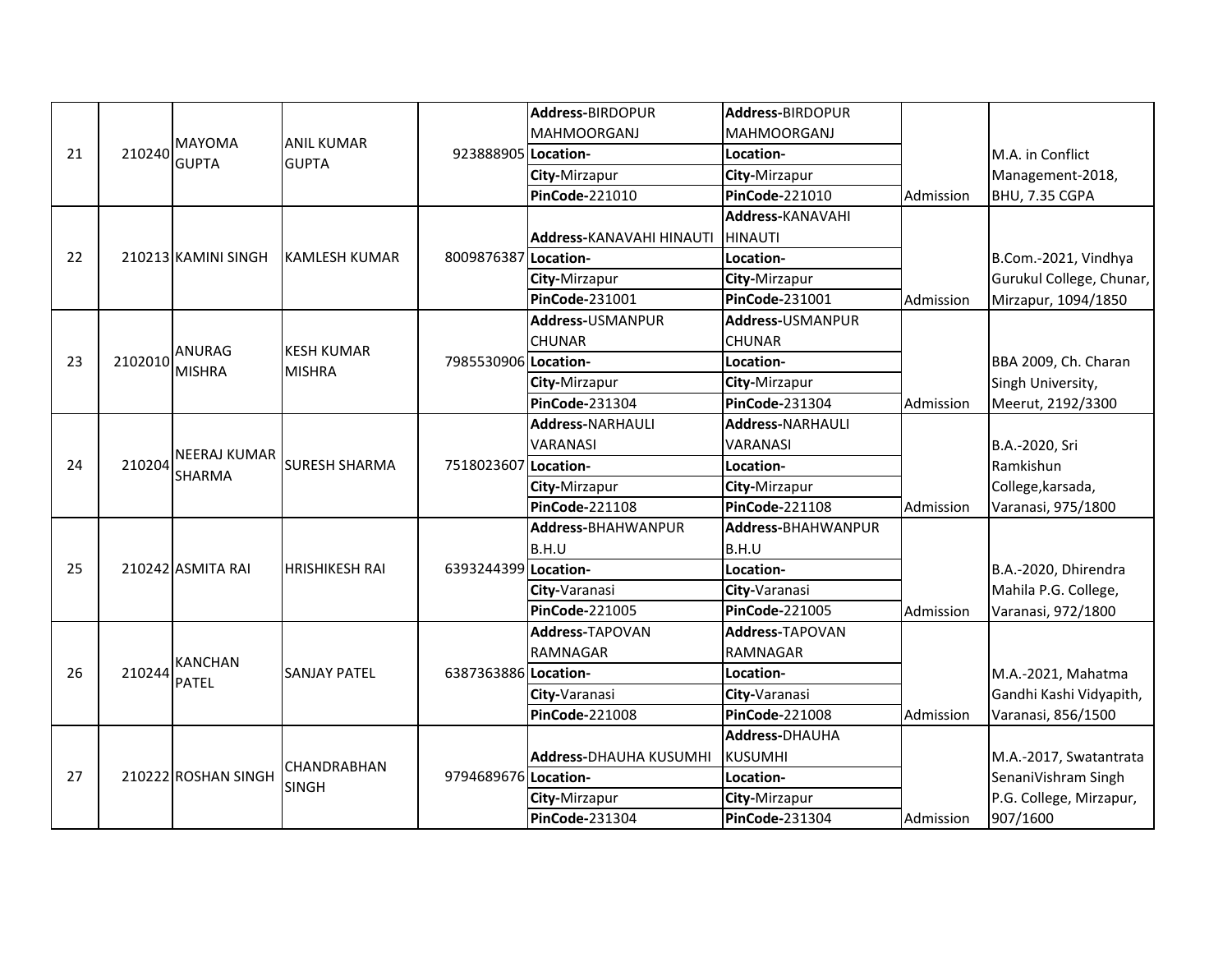| 21 | 210240 | MAYOMA GUPTA | ANIL KUMAR GUPTA | 923888905 | **Address-**BIRDOPUR MAHMOORGANJ<br>**Location-**<br>**City-**Mirzapur<br>**PinCode-**221010 | **Address-**BIRDOPUR MAHMOORGANJ<br>**Location-**<br>**City-**Mirzapur<br>**PinCode-**221010 | Admission | M.A. in Conflict Management-2018, BHU, 7.35 CGPA |
|---|---|---|---|---|---|---|---|---|
| 22 | 210213 | KAMINI SINGH | KAMLESH KUMAR | 8009876387 | **Address-**KANAVAHI HINAUTI<br>**Location-**<br>**City-**Mirzapur<br>**PinCode-**231001 | **Address-**KANAVAHI HINAUTI<br>**Location-**<br>**City-**Mirzapur<br>**PinCode-**231001 | Admission | B.Com.-2021, Vindhya Gurukul College, Chunar, Mirzapur, 1094/1850 |
| 23 | 2102010 | ANURAG MISHRA | KESH KUMAR MISHRA | 7985530906 | **Address-**USMANPUR CHUNAR<br>**Location-**<br>**City-**Mirzapur<br>**PinCode-**231304 | **Address-**USMANPUR CHUNAR<br>**Location-**<br>**City-**Mirzapur<br>**PinCode-**231304 | Admission | BBA 2009, Ch. Charan Singh University, Meerut, 2192/3300 |
| 24 | 210204 | NEERAJ KUMAR SHARMA | SURESH SHARMA | 7518023607 | **Address-**NARHAULI VARANASI<br>**Location-**<br>**City-**Mirzapur<br>**PinCode-**221108 | **Address-**NARHAULI VARANASI<br>**Location-**<br>**City-**Mirzapur<br>**PinCode-**221108 | Admission | B.A.-2020, Sri Ramkishun College,karsada, Varanasi, 975/1800 |
| 25 | 210242 | ASMITA RAI | HRISHIKESH RAI | 6393244399 | **Address-**BHAHWANPUR B.H.U<br>**Location-**<br>**City-**Varanasi<br>**PinCode-**221005 | **Address-**BHAHWANPUR B.H.U<br>**Location-**<br>**City-**Varanasi<br>**PinCode-**221005 | Admission | B.A.-2020, Dhirendra Mahila P.G. College, Varanasi, 972/1800 |
| 26 | 210244 | KANCHAN PATEL | SANJAY PATEL | 6387363886 | **Address-**TAPOVAN RAMNAGAR<br>**Location-**<br>**City-**Varanasi<br>**PinCode-**221008 | **Address-**TAPOVAN RAMNAGAR<br>**Location-**<br>**City-**Varanasi<br>**PinCode-**221008 | Admission | M.A.-2021, Mahatma Gandhi Kashi Vidyapith, Varanasi, 856/1500 |
| 27 | 210222 | ROSHAN SINGH | CHANDRABHAN SINGH | 9794689676 | **Address-**DHAUHA KUSUMHI<br>**Location-**<br>**City-**Mirzapur<br>**PinCode-**231304 | **Address-**DHAUHA KUSUMHI<br>**Location-**<br>**City-**Mirzapur<br>**PinCode-**231304 | Admission | M.A.-2017, Swatantrata SenaniVishram Singh P.G. College, Mirzapur, 907/1600 |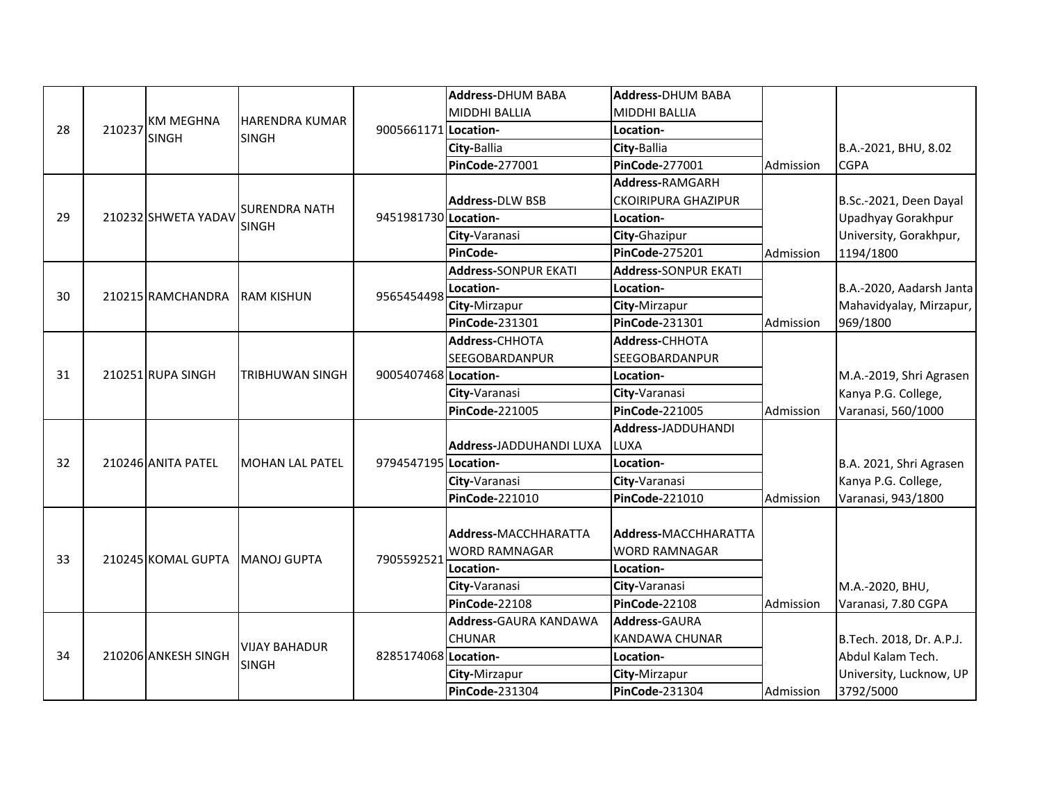| | | | | | | | | |
|---|---|---|---|---|---|---|---|---|
| 28 | 210237 | KM MEGHNA SINGH | HARENDRA KUMAR SINGH | 9005661171 | **Address-**DHUM BABA MIDDHI BALLIA<br>**Location-**<br>**City-**Ballia<br>**PinCode-**277001 | **Address-**DHUM BABA MIDDHI BALLIA<br>**Location-**<br>**City-**Ballia<br>**PinCode-**277001 | Admission | B.A.-2021, BHU, 8.02 CGPA |
| 29 | 210232 | SHWETA YADAV | SURENDRA NATH SINGH | 9451981730 | **Address-**DLW BSB<br>**Location-**<br>**City-**Varanasi<br>**PinCode-** | **Address-**RAMGARH CKOIRIPURA GHAZIPUR<br>**Location-**<br>**City-**Ghazipur<br>**PinCode-**275201 | Admission | B.Sc.-2021, Deen Dayal Upadhyay Gorakhpur University, Gorakhpur, 1194/1800 |
| 30 | 210215 | RAMCHANDRA | RAM KISHUN | 9565454498 | **Address-**SONPUR EKATI<br>**Location-**<br>**City-**Mirzapur<br>**PinCode-**231301 | **Address-**SONPUR EKATI<br>**Location-**<br>**City-**Mirzapur<br>**PinCode-**231301 | Admission | B.A.-2020, Aadarsh Janta Mahavidyalay, Mirzapur, 969/1800 |
| 31 | 210251 | RUPA SINGH | TRIBHUWAN SINGH | 9005407468 | **Address-**CHHOTA SEEGOBARDANPUR<br>**Location-**<br>**City-**Varanasi<br>**PinCode-**221005 | **Address-**CHHOTA SEEGOBARDANPUR<br>**Location-**<br>**City-**Varanasi<br>**PinCode-**221005 | Admission | M.A.-2019, Shri Agrasen Kanya P.G. College, Varanasi, 560/1000 |
| 32 | 210246 | ANITA PATEL | MOHAN LAL PATEL | 9794547195 | **Address-**JADDUHANDI LUXA<br>**Location-**<br>**City-**Varanasi<br>**PinCode-**221010 | **Address-**JADDUHANDI LUXA<br>**Location-**<br>**City-**Varanasi<br>**PinCode-**221010 | Admission | B.A. 2021, Shri Agrasen Kanya P.G. College, Varanasi, 943/1800 |
| 33 | 210245 | KOMAL GUPTA | MANOJ GUPTA | 7905592521 | **Address-**MACCHHARATTA WORD RAMNAGAR<br>**Location-**<br>**City-**Varanasi<br>**PinCode-**22108 | **Address-**MACCHHARATTA WORD RAMNAGAR<br>**Location-**<br>**City-**Varanasi<br>**PinCode-**22108 | Admission | M.A.-2020, BHU, Varanasi, 7.80 CGPA |
| 34 | 210206 | ANKESH SINGH | VIJAY BAHADUR SINGH | 8285174068 | **Address-**GAURA KANDAWA CHUNAR<br>**Location-**<br>**City-**Mirzapur<br>**PinCode-**231304 | **Address-**GAURA KANDAWA CHUNAR<br>**Location-**<br>**City-**Mirzapur<br>**PinCode-**231304 | Admission | B.Tech. 2018, Dr. A.P.J. Abdul Kalam Tech. University, Lucknow, UP 3792/5000 |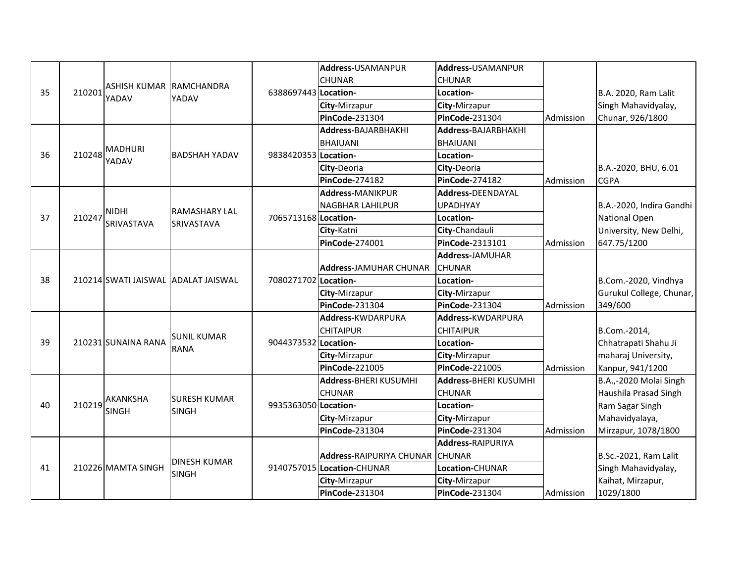| 35 | 210201 | ASHISH KUMAR YADAV | RAMCHANDRA YADAV | 6388697443 | **Address**-USAMANPUR CHUNAR<br>**Location**-<br>**City**-Mirzapur<br>**PinCode**-231304 | **Address**-USAMANPUR CHUNAR<br>**Location**-<br>**City**-Mirzapur<br>**PinCode**-231304 | Admission | B.A. 2020, Ram Lalit Singh Mahavidyalay, Chunar, 926/1800 |
|---|---|---|---|---|---|---|---|---|
| 36 | 210248 | MADHURI YADAV | BADSHAH YADAV | 9838420353 | **Address**-BAJARBHAKHI BHAIUANI<br>**Location**-<br>**City**-Deoria<br>**PinCode**-274182 | **Address**-BAJARBHAKHI BHAIUANI<br>**Location**-<br>**City**-Deoria<br>**PinCode**-274182 | Admission | B.A.-2020, BHU, 6.01 CGPA |
| 37 | 210247 | NIDHI SRIVASTAVA | RAMASHARY LAL SRIVASTAVA | 7065713168 | **Address**-MANIKPUR NAGBHAR LAHILPUR<br>**Location**-<br>**City**-Katni<br>**PinCode**-274001 | **Address**-DEENDAYAL UPADHYAY<br>**Location**-<br>**City**-Chandauli<br>**PinCode**-2313101 | Admission | B.A.-2020, Indira Gandhi National Open University, New Delhi, 647.75/1200 |
| 38 | 210214 | SWATI JAISWAL | ADALAT JAISWAL | 7080271702 | **Address**-JAMUHAR CHUNAR<br>**Location**-<br>**City**-Mirzapur<br>**PinCode**-231304 | **Address**-JAMUHAR CHUNAR<br>**Location**-<br>**City**-Mirzapur<br>**PinCode**-231304 | Admission | B.Com.-2020, Vindhya Gurukul College, Chunar, 349/600 |
| 39 | 210231 | SUNAINA RANA | SUNIL KUMAR RANA | 9044373532 | **Address**-KWDARPURA CHITAIPUR<br>**Location**-<br>**City**-Mirzapur<br>**PinCode**-221005 | **Address**-KWDARPURA CHITAIPUR<br>**Location**-<br>**City**-Mirzapur<br>**PinCode**-221005 | Admission | B.Com.-2014, Chhatrapati Shahu Ji maharaj University, Kanpur, 941/1200 |
| 40 | 210219 | AKANKSHA SINGH | SURESH KUMAR SINGH | 9935363050 | **Address**-BHERI KUSUMHI CHUNAR<br>**Location**-<br>**City**-Mirzapur<br>**PinCode**-231304 | **Address**-BHERI KUSUMHI CHUNAR<br>**Location**-<br>**City**-Mirzapur<br>**PinCode**-231304 | Admission | B.A.,-2020 Molai Singh Haushila Prasad Singh Ram Sagar Singh Mahavidyalaya, Mirzapur, 1078/1800 |
| 41 | 210226 | MAMTA SINGH | DINESH KUMAR SINGH | 9140757015 | **Address**-RAIPURIYA CHUNAR<br>**Location**-CHUNAR<br>**City**-Mirzapur<br>**PinCode**-231304 | **Address**-RAIPURIYA CHUNAR<br>**Location**-CHUNAR<br>**City**-Mirzapur<br>**PinCode**-231304 | Admission | B.Sc.-2021, Ram Lalit Singh Mahavidyalay, Kaihat, Mirzapur, 1029/1800 |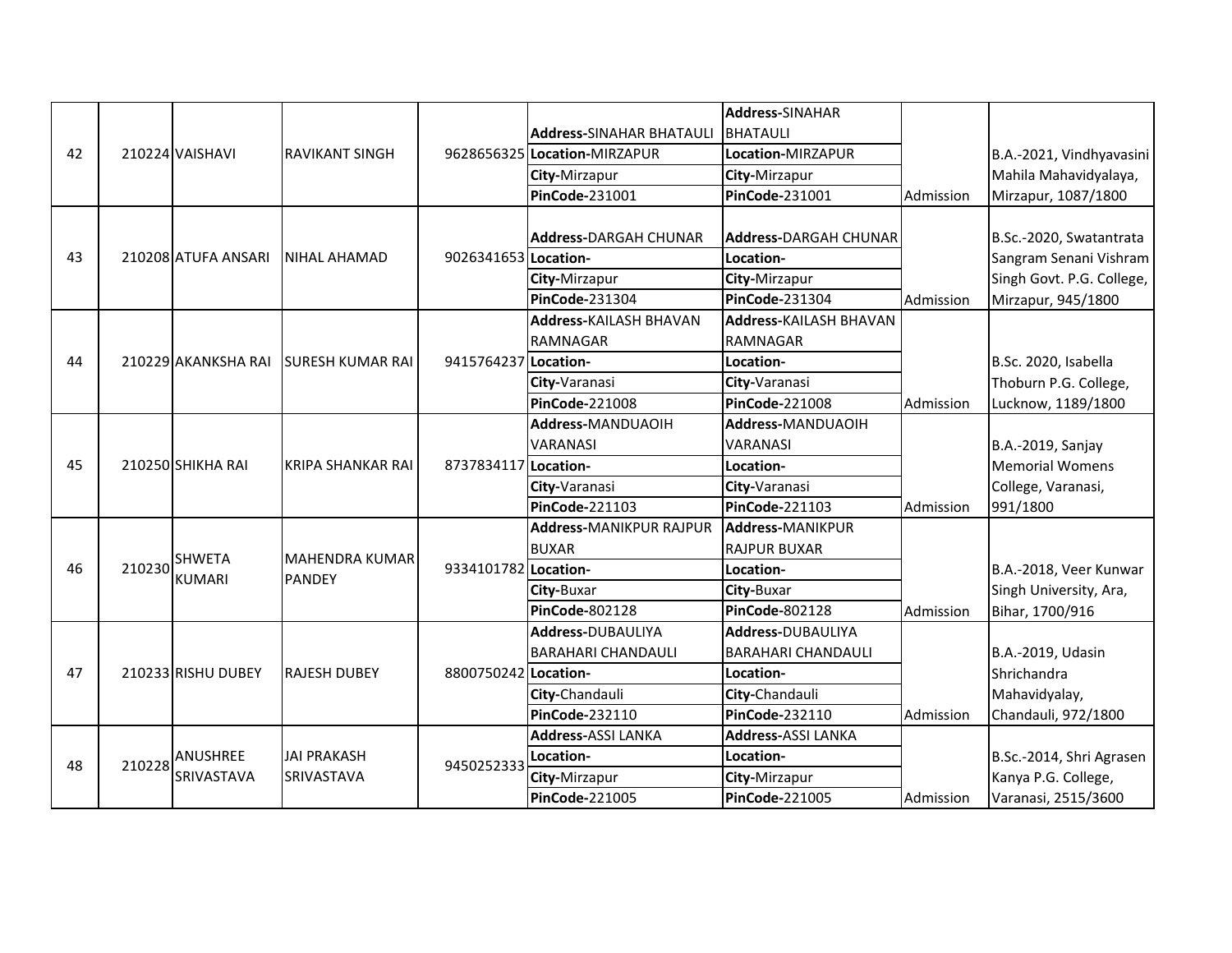| 42 | 210224 | VAISHAVI | RAVIKANT SINGH | 9628656325 | **Address**-SINAHAR BHATAULI<br>**Location**-MIRZAPUR<br>**City**-Mirzapur<br>**PinCode**-231001 | **Address**-SINAHAR BHATAULI<br>**Location**-MIRZAPUR<br>**City**-Mirzapur<br>**PinCode**-231001 | Admission | B.A.-2021, Vindhyavasini Mahila Mahavidyalaya, Mirzapur, 1087/1800 |
|---|---|---|---|---|---|---|---|---|
| 43 | 210208 | ATUFA ANSARI | NIHAL AHAMAD | 9026341653 | **Address**-DARGAH CHUNAR<br>**Location**-<br>**City**-Mirzapur<br>**PinCode**-231304 | **Address**-DARGAH CHUNAR<br>**Location**-<br>**City**-Mirzapur<br>**PinCode**-231304 | Admission | B.Sc.-2020, Swatantrata Sangram Senani Vishram Singh Govt. P.G. College, Mirzapur, 945/1800 |
| 44 | 210229 | AKANKSHA RAI | SURESH KUMAR RAI | 9415764237 | **Address**-KAILASH BHAVAN RAMNAGAR<br>**Location**-<br>**City**-Varanasi<br>**PinCode**-221008 | **Address**-KAILASH BHAVAN RAMNAGAR<br>**Location**-<br>**City**-Varanasi<br>**PinCode**-221008 | Admission | B.Sc. 2020, Isabella Thoburn P.G. College, Lucknow, 1189/1800 |
| 45 | 210250 | SHIKHA RAI | KRIPA SHANKAR RAI | 8737834117 | **Address**-MANDUAOIH VARANASI<br>**Location**-<br>**City**-Varanasi<br>**PinCode**-221103 | **Address**-MANDUAOIH VARANASI<br>**Location**-<br>**City**-Varanasi<br>**PinCode**-221103 | Admission | B.A.-2019, Sanjay Memorial Womens College, Varanasi, 991/1800 |
| 46 | 210230 | SHWETA KUMARI | MAHENDRA KUMAR PANDEY | 9334101782 | **Address**-MANIKPUR RAJPUR BUXAR<br>**Location**-<br>**City**-Buxar<br>**PinCode**-802128 | **Address**-MANIKPUR RAJPUR BUXAR<br>**Location**-<br>**City**-Buxar<br>**PinCode**-802128 | Admission | B.A.-2018, Veer Kunwar Singh University, Ara, Bihar, 1700/916 |
| 47 | 210233 | RISHU DUBEY | RAJESH DUBEY | 8800750242 | **Address**-DUBAULIYA BARAHARI CHANDAULI<br>**Location**-<br>**City**-Chandauli<br>**PinCode**-232110 | **Address**-DUBAULIYA BARAHARI CHANDAULI<br>**Location**-<br>**City**-Chandauli<br>**PinCode**-232110 | Admission | B.A.-2019, Udasin Shrichandra Mahavidyalay, Chandauli, 972/1800 |
| 48 | 210228 | ANUSHREE SRIVASTAVA | JAI PRAKASH SRIVASTAVA | 9450252333 | **Address**-ASSI LANKA<br>**Location**-<br>**City**-Mirzapur<br>**PinCode**-221005 | **Address**-ASSI LANKA<br>**Location**-<br>**City**-Mirzapur<br>**PinCode**-221005 | Admission | B.Sc.-2014, Shri Agrasen Kanya P.G. College, Varanasi, 2515/3600 |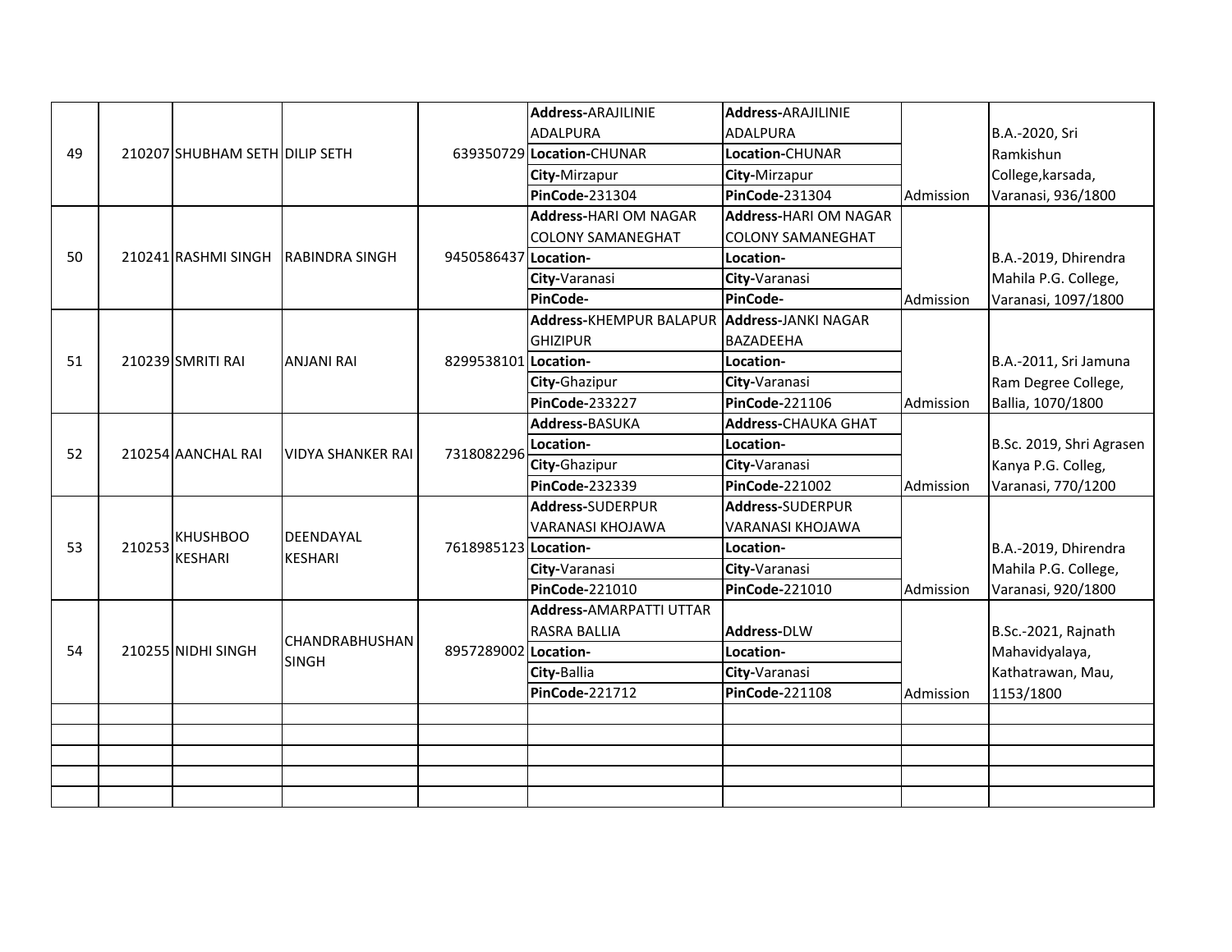| | | | | | | | | |
|---|---|---|---|---|---|---|---|---|
| 49 | 210207 | SHUBHAM SETH | DILIP SETH | 639350729 | **Address**-ARAJILINIE ADALPURA<br>**Location**-CHUNAR<br>**City**-Mirzapur<br>**PinCode**-231304 | **Address**-ARAJILINIE ADALPURA<br>**Location**-CHUNAR<br>**City**-Mirzapur<br>**PinCode**-231304 | Admission | B.A.-2020, Sri Ramkishun College,karsada, Varanasi, 936/1800 |
| 50 | 210241 | RASHMI SINGH | RABINDRA SINGH | 9450586437 | **Address**-HARI OM NAGAR COLONY SAMANEGHAT<br>**Location**-<br>**City**-Varanasi<br>**PinCode**- | **Address**-HARI OM NAGAR COLONY SAMANEGHAT<br>**Location**-<br>**City**-Varanasi<br>**PinCode**- | Admission | B.A.-2019, Dhirendra Mahila P.G. College, Varanasi, 1097/1800 |
| 51 | 210239 | SMRITI RAI | ANJANI RAI | 8299538101 | **Address**-KHEMPUR BALAPUR GHIZIPUR<br>**Location**-<br>**City**-Ghazipur<br>**PinCode**-233227 | **Address**-JANKI NAGAR BAZADEEHA<br>**Location**-<br>**City**-Varanasi<br>**PinCode**-221106 | Admission | B.A.-2011, Sri Jamuna Ram Degree College, Ballia, 1070/1800 |
| 52 | 210254 | AANCHAL RAI | VIDYA SHANKER RAI | 7318082296 | **Address**-BASUKA<br>**Location**-<br>**City**-Ghazipur<br>**PinCode**-232339 | **Address**-CHAUKA GHAT<br>**Location**-<br>**City**-Varanasi<br>**PinCode**-221002 | Admission | B.Sc. 2019, Shri Agrasen Kanya P.G. Colleg, Varanasi, 770/1200 |
| 53 | 210253 | KHUSHBOO KESHARI | DEENDAYAL KESHARI | 7618985123 | **Address**-SUDERPUR VARANASI KHOJAWA<br>**Location**-<br>**City**-Varanasi<br>**PinCode**-221010 | **Address**-SUDERPUR VARANASI KHOJAWA<br>**Location**-<br>**City**-Varanasi<br>**PinCode**-221010 | Admission | B.A.-2019, Dhirendra Mahila P.G. College, Varanasi, 920/1800 |
| 54 | 210255 | NIDHI SINGH | CHANDRABHUSHAN SINGH | 8957289002 | **Address**-AMARPATTI UTTAR RASRA BALLIA<br>**Location**-<br>**City**-Ballia<br>**PinCode**-221712 | **Address**-DLW<br>**Location**-<br>**City**-Varanasi<br>**PinCode**-221108 | Admission | B.Sc.-2021, Rajnath Mahavidyalaya, Kathatrawan, Mau, 1153/1800 |
| | | | | | | | | |
| | | | | | | | | |
| | | | | | | | | |
| | | | | | | | | |
| | | | | | | | | |